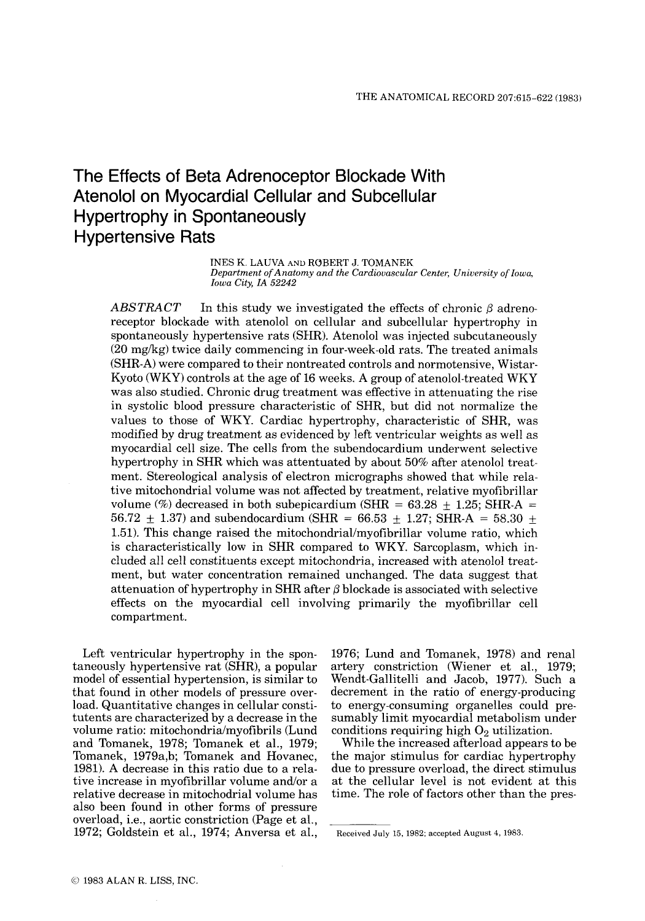# The Effects of Beta Adrenoceptor Blockade With Atenolol on Myocardial Cellular and Subcellular Hypertrophy in Spontaneously Hypertensive Rats

INES K. LAUVA AND ROBERT J. TOMANEK

*Department of Anatomy and the Cardiovascular Center, University of Iowa, Iowa City, IA 52242*

*ABSTRACT* In this study we investigated the effects of chronic $\beta$ adrenoreceptor blockade with atenolol on cellular and subcellular hypertrophy in spontaneously hypertensive rats (SHR). Atenolol was injected subcutaneously (20 mg/kg) twice daily commencing in four-week-old rats. The treated animals (SHR-A) were compared to their nontreated controls and normotensive, Wistar-Kyoto (WKY) controls at the age of 16 weeks. A group of atenolol-treated WKY was also studied. Chronic drug treatment was effective in attenuating the rise in systolic blood pressure characteristic of SHR, but did not normalize the values to those of WKY. Cardiac hypertrophy, characteristic of SHR, was modified by drug treatment as evidenced by left ventricular weights as well as myocardial cell size. The cells from the subendocardium underwent selective hypertrophy in SHR which was attentuated by about 50% after atenolol treatment. Stereological analysis of electron micrographs showed that while relative mitochondrial volume was not affected by treatment, relative myofibrillar volume (%) decreased in both subepicardium (SHR = 63.28 $\pm$ 1.25; SHR-A = 56.72 $\pm$ 1.37) and subendocardium (SHR = 66.53 $\pm$ 1.27; SHR-A = 58.30 $\pm$ 1.51). This change raised the mitochondrial/myofibrillar volume ratio, which is characteristically low in SHR compared to WKY. Sarcoplasm, which included all cell constituents except mitochondria, increased with atenolol treatment, but water concentration remained unchanged. The data suggest that attenuation of hypertrophy in SHR after $\beta$ blockade is associated with selective effects on the myocardial cell involving primarily the myofibrillar cell compartment.

Left ventricular hypertrophy in the spontaneously hypertensive rat (SHR), a popular model of essential hypertension, is similar to that found in other models of pressure overload. Quantitative changes in cellular constitutents are characterized by a decrease in the volume ratio: mitochondria/myofibrils (Lund and Tomanek, 1978; Tomanek et al., 1979; Tomanek, 1979a,b; Tomanek and Hovanec, 1981). A decrease in this ratio due to a relative increase in myofibrillar volume and/or a relative decrease in mitochondrial volume has also been found in other forms of pressure overload, i.e., aortic constriction (Page et al., 1972; Goldstein et al., 1974; Anversa et al., 1976; Lund and Tomanek, 1978) and renal artery constriction (Wiener et al., 1979; Wendt-Gallitelli and Jacob, 1977). Such a decrement in the ratio of energy-producing to energy-consuming organelles could presumably limit myocardial metabolism under conditions requiring high $O_2$ utilization.

While the increased afterload appears to be the major stimulus for cardiac hypertrophy due to pressure overload, the direct stimulus at the cellular level is not evident at this time. The role of factors other than the pres-

Received July 15, 1982; accepted August 4, 1983.

© 1983 ALAN R. LISS, INC.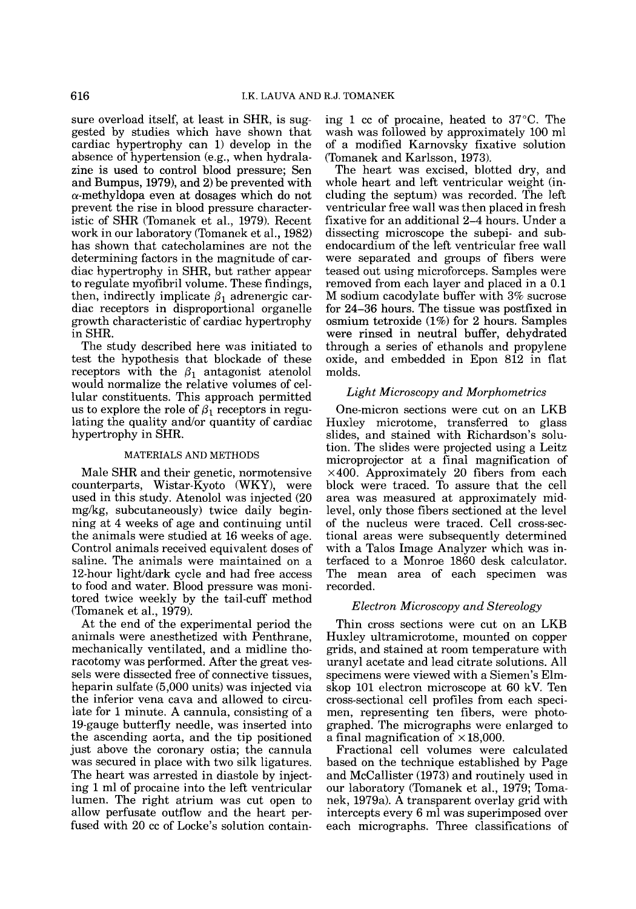sure overload itself, at least in SHR, is suggested by studies which have shown that cardiac hypertrophy can 1) develop in the absence of hypertension (e.g., when hydralazine is used to control blood pressure; Sen and Bumpus, 1979), and 2) be prevented with $\alpha$-methyldopa even at dosages which do not prevent the rise in blood pressure characteristic of SHR (Tomanek et al., 1979). Recent work in our laboratory (Tomanek et al., 1982) has shown that catecholamines are not the determining factors in the magnitude of cardiac hypertrophy in SHR, but rather appear to regulate myofibril volume. These findings, then, indirectly implicate $\beta_1$ adrenergic cardiac receptors in disproportional organelle growth characteristic of cardiac hypertrophy in SHR.

The study described here was initiated to test the hypothesis that blockade of these receptors with the $\beta_1$ antagonist atenolol would normalize the relative volumes of cellular constituents. This approach permitted us to explore the role of $\beta_1$ receptors in regulating the quality and/or quantity of cardiac hypertrophy in SHR.

## MATERIALS AND METHODS

Male SHR and their genetic, normotensive counterparts, Wistar-Kyoto (WKY), were used in this study. Atenolol was injected (20 mg/kg, subcutaneously) twice daily beginning at 4 weeks of age and continuing until the animals were studied at 16 weeks of age. Control animals received equivalent doses of saline. The animals were maintained on a 12-hour light/dark cycle and had free access to food and water. Blood pressure was monitored twice weekly by the tail-cuff method (Tomanek et al., 1979).

At the end of the experimental period the animals were anesthetized with Penthrane, mechanically ventilated, and a midline thoracotomy was performed. After the great vessels were dissected free of connective tissues, heparin sulfate (5,000 units) was injected via the inferior vena cava and allowed to circulate for 1 minute. A cannula, consisting of a 19-gauge butterfly needle, was inserted into the ascending aorta, and the tip positioned just above the coronary ostia; the cannula was secured in place with two silk ligatures. The heart was arrested in diastole by injecting 1 ml of procaine into the left ventricular lumen. The right atrium was cut open to allow perfusate outflow and the heart perfused with 20 cc of Locke's solution containing 1 cc of procaine, heated to 37°C. The wash was followed by approximately 100 ml of a modified Karnovsky fixative solution (Tomanek and Karlsson, 1973).

The heart was excised, blotted dry, and whole heart and left ventricular weight (including the septum) was recorded. The left ventricular free wall was then placed in fresh fixative for an additional 2–4 hours. Under a dissecting microscope the subepi- and subendocardium of the left ventricular free wall were separated and groups of fibers were teased out using microforceps. Samples were removed from each layer and placed in a 0.1 M sodium cacodylate buffer with 3% sucrose for 24–36 hours. The tissue was postfixed in osmium tetroxide (1%) for 2 hours. Samples were rinsed in neutral buffer, dehydrated through a series of ethanols and propylene oxide, and embedded in Epon 812 in flat molds.

### *Light Microscopy and Morphometrics*

One-micron sections were cut on an LKB Huxley microtome, transferred to glass slides, and stained with Richardson's solution. The slides were projected using a Leitz microprojector at a final magnification of ×400. Approximately 20 fibers from each block were traced. To assure that the cell area was measured at approximately midlevel, only those fibers sectioned at the level of the nucleus were traced. Cell cross-sectional areas were subsequently determined with a Talos Image Analyzer which was interfaced to a Monroe 1860 desk calculator. The mean area of each specimen was recorded.

### *Electron Microscopy and Stereology*

Thin cross sections were cut on an LKB Huxley ultramicrotome, mounted on copper grids, and stained at room temperature with uranyl acetate and lead citrate solutions. All specimens were viewed with a Siemen's Elmskop 101 electron microscope at 60 kV. Ten cross-sectional cell profiles from each specimen, representing ten fibers, were photographed. The micrographs were enlarged to a final magnification of ×18,000.

Fractional cell volumes were calculated based on the technique established by Page and McCallister (1973) and routinely used in our laboratory (Tomanek et al., 1979; Tomanek, 1979a). A transparent overlay grid with intercepts every 6 ml was superimposed over each micrographs. Three classifications of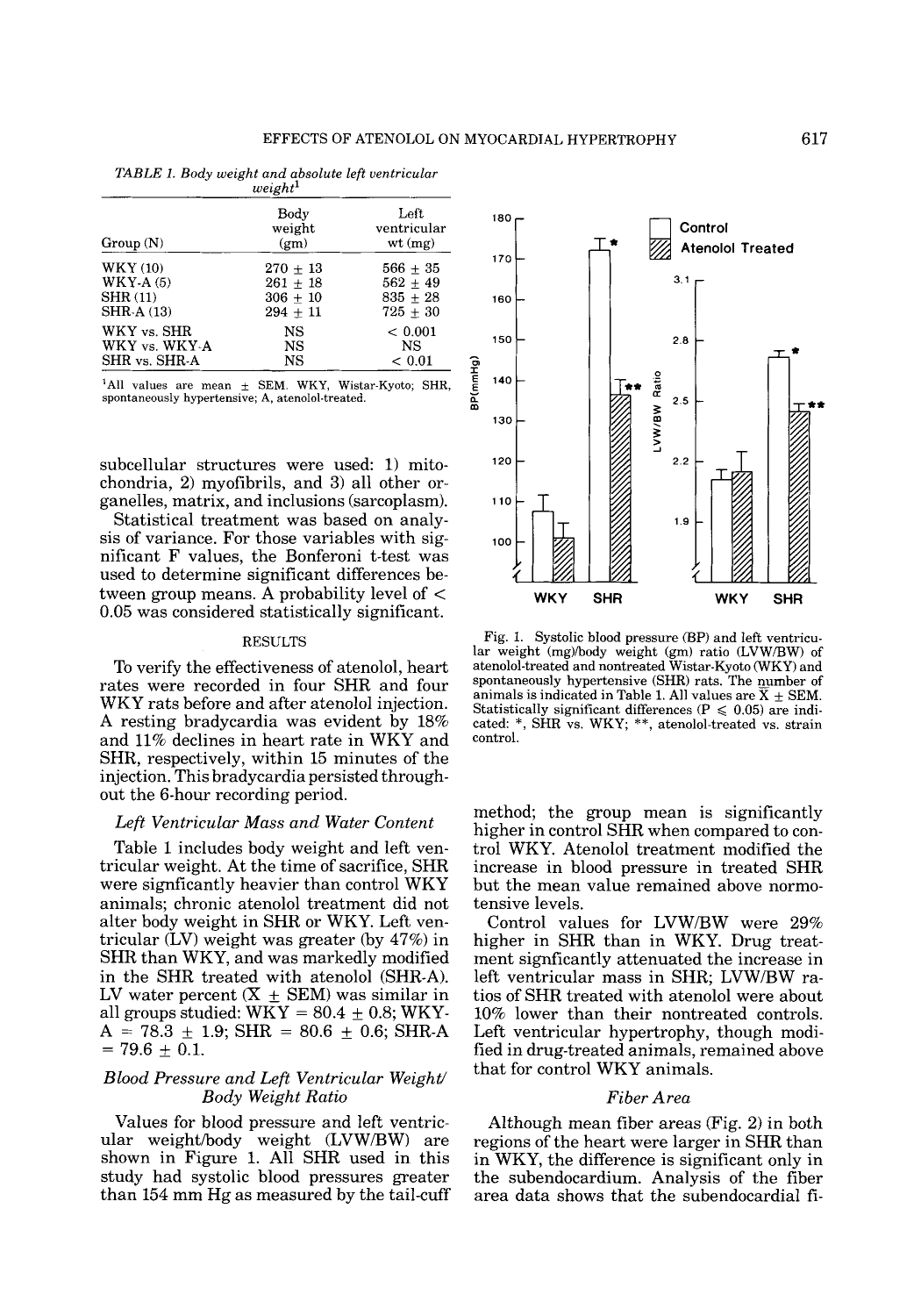*TABLE 1. Body weight and absolute left ventricular weight*[1]

| Group (N) | Body weight (gm) | Left ventricular wt (mg) |
|---|---|---|
| WKY (10) | 270 ± 13 | 566 ± 35 |
| WKY-A (5) | 261 ± 18 | 562 ± 49 |
| SHR (11) | 306 ± 10 | 835 ± 28 |
| SHR-A (13) | 294 ± 11 | 725 ± 30 |
| WKY vs. SHR | NS | < 0.001 |
| WKY vs. WKY-A | NS | NS |
| SHR vs. SHR-A | NS | < 0.01 |

[1]All values are mean ± SEM. WKY, Wistar-Kyoto; SHR, spontaneously hypertensive; A, atenolol-treated.

subcellular structures were used: 1) mitochondria, 2) myofibrils, and 3) all other organelles, matrix, and inclusions (sarcoplasm).

Statistical treatment was based on analysis of variance. For those variables with significant F values, the Bonferoni t-test was used to determine significant differences between group means. A probability level of < 0.05 was considered statistically significant.

## RESULTS

To verify the effectiveness of atenolol, heart rates were recorded in four SHR and four WKY rats before and after atenolol injection. A resting bradycardia was evident by 18% and 11% declines in heart rate in WKY and SHR, respectively, within 15 minutes of the injection. This bradycardia persisted throughout the 6-hour recording period.

### *Left Ventricular Mass and Water Content*

Table 1 includes body weight and left ventricular weight. At the time of sacrifice, SHR were signficantly heavier than control WKY animals; chronic atenolol treatment did not alter body weight in SHR or WKY. Left ventricular (LV) weight was greater (by 47%) in SHR than WKY, and was markedly modified in the SHR treated with atenolol (SHR-A). LV water percent ($\bar{X}$ ± SEM) was similar in all groups studied: WKY = 80.4 ± 0.8; WKY-A = 78.3 ± 1.9; SHR = 80.6 ± 0.6; SHR-A = 79.6 ± 0.1.

### *Blood Pressure and Left Ventricular Weight/Body Weight Ratio*

Values for blood pressure and left ventricular weight/body weight (LVW/BW) are shown in Figure 1. All SHR used in this study had systolic blood pressures greater than 154 mm Hg as measured by the tail-cuff method; the group mean is significantly higher in control SHR when compared to control WKY. Atenolol treatment modified the increase in blood pressure in treated SHR but the mean value remained above normotensive levels.

Fig. 1. Systolic blood pressure (BP) and left ventricular weight (mg)/body weight (gm) ratio (LVW/BW) of atenolol-treated and nontreated Wistar-Kyoto (WKY) and spontaneously hypertensive (SHR) rats. The number of animals is indicated in Table 1. All values are $\bar{X}$ ± SEM. Statistically significant differences (P ≤ 0.05) are indicated: *, SHR vs. WKY; **, atenolol-treated vs. strain control.

Control values for LVW/BW were 29% higher in SHR than in WKY. Drug treatment signficantly attenuated the increase in left ventricular mass in SHR; LVW/BW ratios of SHR treated with atenolol were about 10% lower than their nontreated controls. Left ventricular hypertrophy, though modified in drug-treated animals, remained above that for control WKY animals.

### *Fiber Area*

Although mean fiber areas (Fig. 2) in both regions of the heart were larger in SHR than in WKY, the difference is significant only in the subendocardium. Analysis of the fiber area data shows that the subendocardial fi-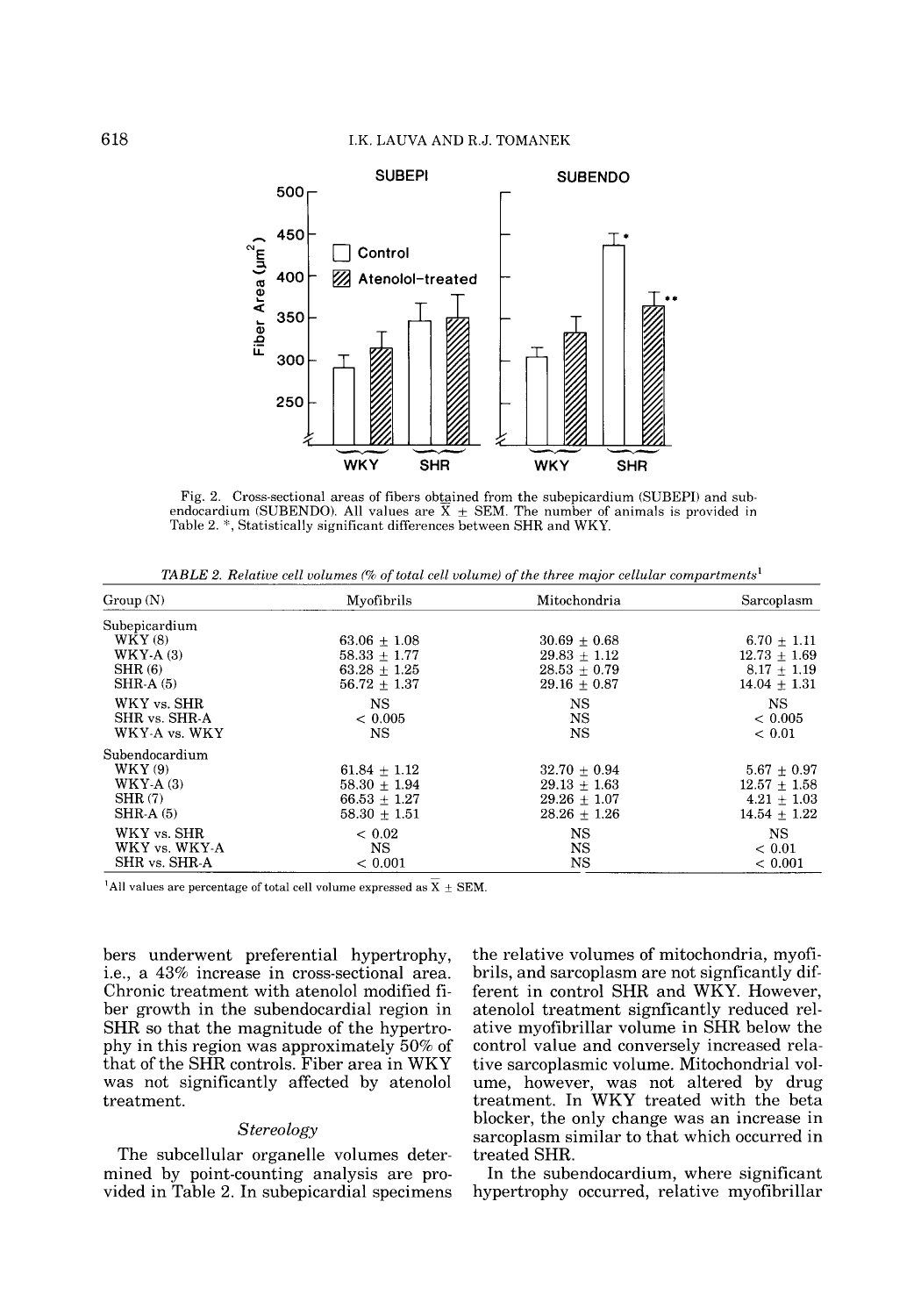Fig. 2. Cross-sectional areas of fibers obtained from the subepicardium (SUBEPI) and subendocardium (SUBENDO). All values are $\bar{X} \pm$ SEM. The number of animals is provided in Table 2. *, Statistically significant differences between SHR and WKY.

*TABLE 2. Relative cell volumes (% of total cell volume) of the three major cellular compartments*[1]

| Group (N) | Myofibrils | Mitochondria | Sarcoplasm |
|---|---|---|---|
| Subepicardium | | | |
| WKY (8) | 63.06 ± 1.08 | 30.69 ± 0.68 | 6.70 ± 1.11 |
| WKY-A (3) | 58.33 ± 1.77 | 29.83 ± 1.12 | 12.73 ± 1.69 |
| SHR (6) | 63.28 ± 1.25 | 28.53 ± 0.79 | 8.17 ± 1.19 |
| SHR-A (5) | 56.72 ± 1.37 | 29.16 ± 0.87 | 14.04 ± 1.31 |
| WKY vs. SHR | NS | NS | NS |
| SHR vs. SHR-A | < 0.005 | NS | < 0.005 |
| WKY-A vs. WKY | NS | NS | < 0.01 |
| Subendocardium | | | |
| WKY (9) | 61.84 ± 1.12 | 32.70 ± 0.94 | 5.67 ± 0.97 |
| WKY-A (3) | 58.30 ± 1.94 | 29.13 ± 1.63 | 12.57 ± 1.58 |
| SHR (7) | 66.53 ± 1.27 | 29.26 ± 1.07 | 4.21 ± 1.03 |
| SHR-A (5) | 58.30 ± 1.51 | 28.26 ± 1.26 | 14.54 ± 1.22 |
| WKY vs. SHR | < 0.02 | NS | NS |
| WKY vs. WKY-A | NS | NS | < 0.01 |
| SHR vs. SHR-A | < 0.001 | NS | < 0.001 |

[1]All values are percentage of total cell volume expressed as $\bar{X} \pm$ SEM.

bers underwent preferential hypertrophy, i.e., a 43% increase in cross-sectional area. Chronic treatment with atenolol modified fiber growth in the subendocardial region in SHR so that the magnitude of the hypertrophy in this region was approximately 50% of that of the SHR controls. Fiber area in WKY was not significantly affected by atenolol treatment.

### *Stereology*

The subcellular organelle volumes determined by point-counting analysis are provided in Table 2. In subepicardial specimens the relative volumes of mitochondria, myofibrils, and sarcoplasm are not signficantly different in control SHR and WKY. However, atenolol treatment signficantly reduced relative myofibrillar volume in SHR below the control value and conversely increased relative sarcoplasmic volume. Mitochondrial volume, however, was not altered by drug treatment. In WKY treated with the beta blocker, the only change was an increase in sarcoplasm similar to that which occurred in treated SHR.

In the subendocardium, where significant hypertrophy occurred, relative myofibrillar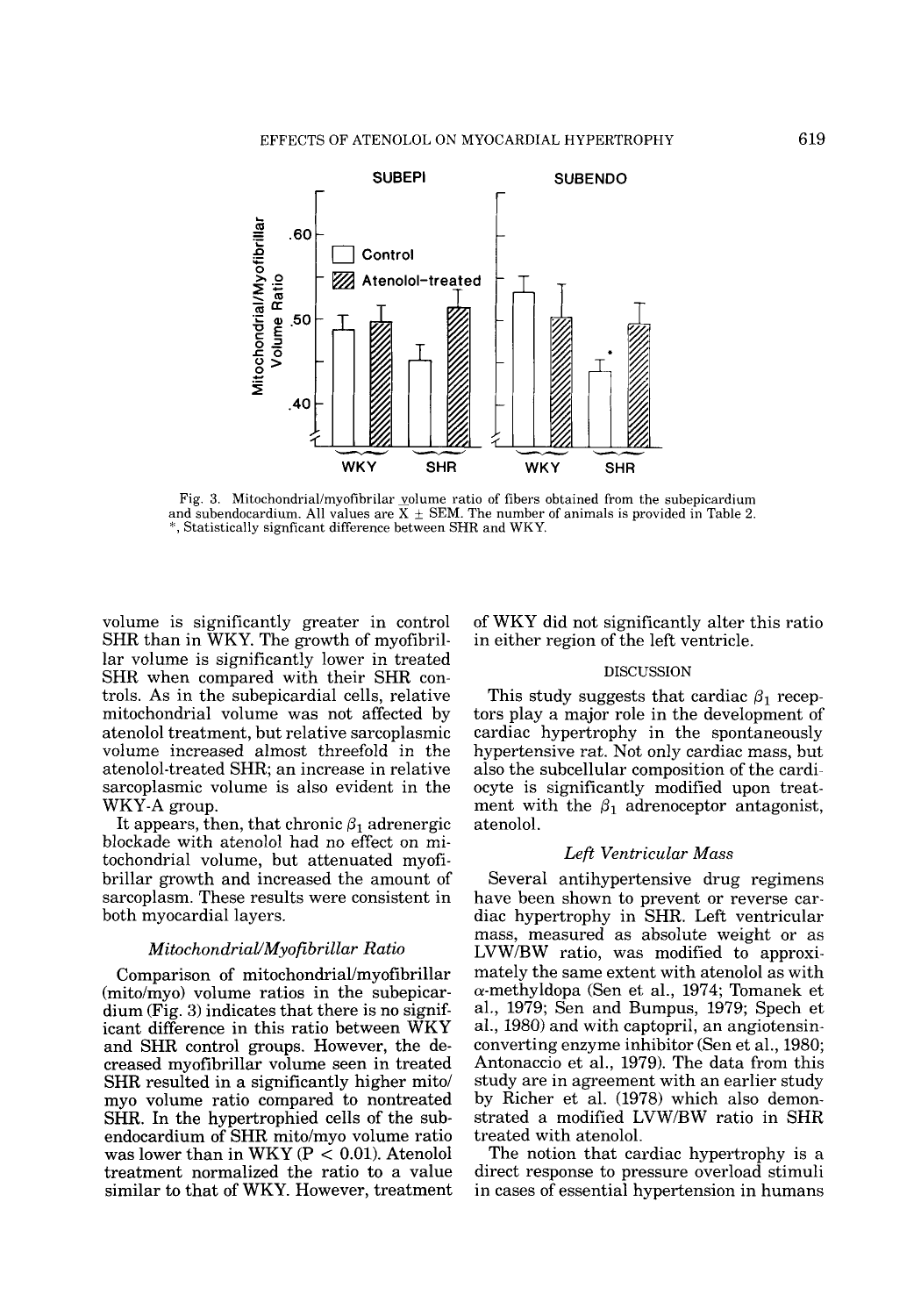Fig. 3. Mitochondrial/myofibrilar volume ratio of fibers obtained from the subepicardium and subendocardium. All values are $\bar{X} \pm$ SEM. The number of animals is provided in Table 2. *, Statistically signficant difference between SHR and WKY.

volume is significantly greater in control SHR than in WKY. The growth of myofibrillar volume is significantly lower in treated SHR when compared with their SHR controls. As in the subepicardial cells, relative mitochondrial volume was not affected by atenolol treatment, but relative sarcoplasmic volume increased almost threefold in the atenolol-treated SHR; an increase in relative sarcoplasmic volume is also evident in the WKY-A group.

It appears, then, that chronic $\beta_1$ adrenergic blockade with atenolol had no effect on mitochondrial volume, but attenuated myofibrillar growth and increased the amount of sarcoplasm. These results were consistent in both myocardial layers.

### *Mitochondrial/Myofibrillar Ratio*

Comparison of mitochondrial/myofibrillar (mito/myo) volume ratios in the subepicardium (Fig. 3) indicates that there is no significant difference in this ratio between WKY and SHR control groups. However, the decreased myofibrillar volume seen in treated SHR resulted in a significantly higher mito/myo volume ratio compared to nontreated SHR. In the hypertrophied cells of the subendocardium of SHR mito/myo volume ratio was lower than in WKY ($P < 0.01$). Atenolol treatment normalized the ratio to a value similar to that of WKY. However, treatment of WKY did not significantly alter this ratio in either region of the left ventricle.

## DISCUSSION

This study suggests that cardiac $\beta_1$ receptors play a major role in the development of cardiac hypertrophy in the spontaneously hypertensive rat. Not only cardiac mass, but also the subcellular composition of the cardiocyte is significantly modified upon treatment with the $\beta_1$ adrenoceptor antagonist, atenolol.

### *Left Ventricular Mass*

Several antihypertensive drug regimens have been shown to prevent or reverse cardiac hypertrophy in SHR. Left ventricular mass, measured as absolute weight or as LVW/BW ratio, was modified to approximately the same extent with atenolol as with $\alpha$-methyldopa (Sen et al., 1974; Tomanek et al., 1979; Sen and Bumpus, 1979; Spech et al., 1980) and with captopril, an angiotensin-converting enzyme inhibitor (Sen et al., 1980; Antonaccio et al., 1979). The data from this study are in agreement with an earlier study by Richer et al. (1978) which also demonstrated a modified LVW/BW ratio in SHR treated with atenolol.

The notion that cardiac hypertrophy is a direct response to pressure overload stimuli in cases of essential hypertension in humans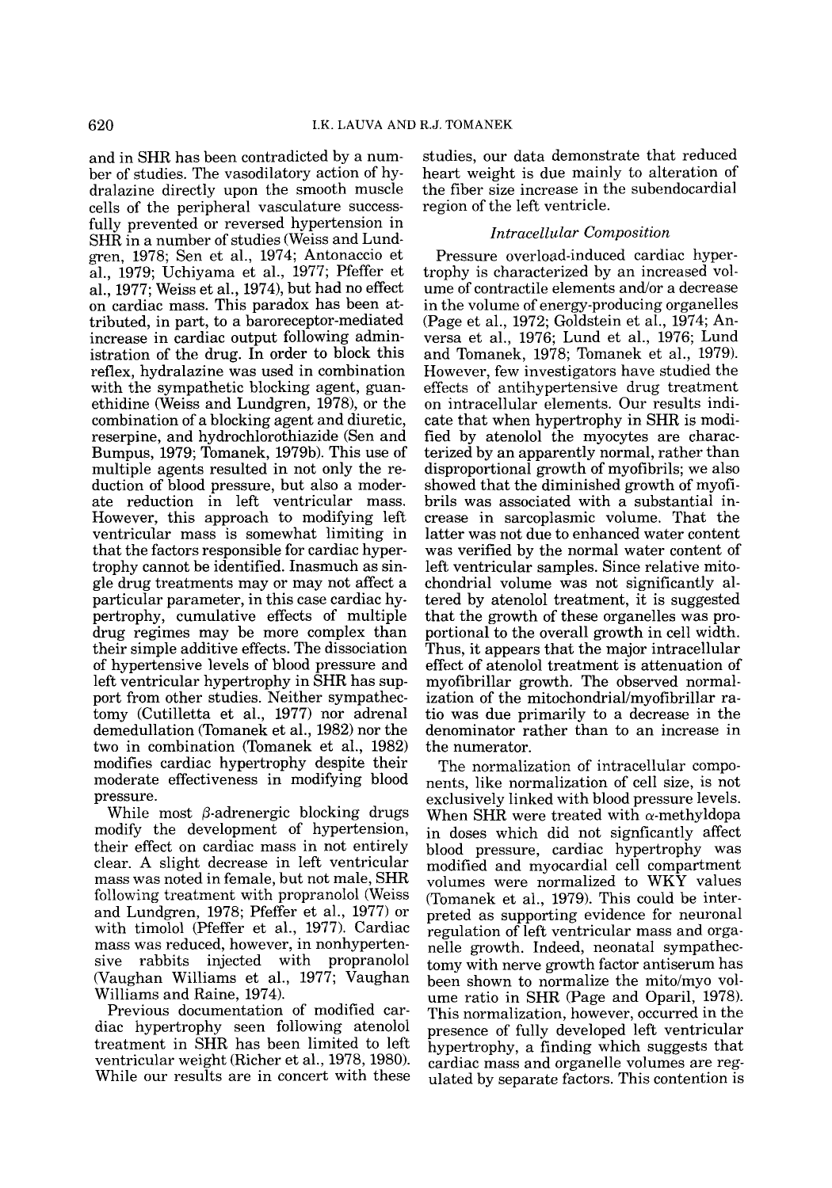and in SHR has been contradicted by a number of studies. The vasodilatory action of hydralazine directly upon the smooth muscle cells of the peripheral vasculature successfully prevented or reversed hypertension in SHR in a number of studies (Weiss and Lundgren, 1978; Sen et al., 1974; Antonaccio et al., 1979; Uchiyama et al., 1977; Pfeffer et al., 1977; Weiss et al., 1974), but had no effect on cardiac mass. This paradox has been attributed, in part, to a baroreceptor-mediated increase in cardiac output following administration of the drug. In order to block this reflex, hydralazine was used in combination with the sympathetic blocking agent, guanethidine (Weiss and Lundgren, 1978), or the combination of a blocking agent and diuretic, reserpine, and hydrochlorothiazide (Sen and Bumpus, 1979; Tomanek, 1979b). This use of multiple agents resulted in not only the reduction of blood pressure, but also a moderate reduction in left ventricular mass. However, this approach to modifying left ventricular mass is somewhat limiting in that the factors responsible for cardiac hypertrophy cannot be identified. Inasmuch as single drug treatments may or may not affect a particular parameter, in this case cardiac hypertrophy, cumulative effects of multiple drug regimes may be more complex than their simple additive effects. The dissociation of hypertensive levels of blood pressure and left ventricular hypertrophy in SHR has support from other studies. Neither sympathectomy (Cutilletta et al., 1977) nor adrenal demedullation (Tomanek et al., 1982) nor the two in combination (Tomanek et al., 1982) modifies cardiac hypertrophy despite their moderate effectiveness in modifying blood pressure.

While most $\beta$-adrenergic blocking drugs modify the development of hypertension, their effect on cardiac mass in not entirely clear. A slight decrease in left ventricular mass was noted in female, but not male, SHR following treatment with propranolol (Weiss and Lundgren, 1978; Pfeffer et al., 1977) or with timolol (Pfeffer et al., 1977). Cardiac mass was reduced, however, in nonhypertensive rabbits injected with propranolol (Vaughan Williams et al., 1977; Vaughan Williams and Raine, 1974).

Previous documentation of modified cardiac hypertrophy seen following atenolol treatment in SHR has been limited to left ventricular weight (Richer et al., 1978, 1980). While our results are in concert with these studies, our data demonstrate that reduced heart weight is due mainly to alteration of the fiber size increase in the subendocardial region of the left ventricle.

### *Intracellular Composition*

Pressure overload-induced cardiac hypertrophy is characterized by an increased volume of contractile elements and/or a decrease in the volume of energy-producing organelles (Page et al., 1972; Goldstein et al., 1974; Anversa et al., 1976; Lund et al., 1976; Lund and Tomanek, 1978; Tomanek et al., 1979). However, few investigators have studied the effects of antihypertensive drug treatment on intracellular elements. Our results indicate that when hypertrophy in SHR is modified by atenolol the myocytes are characterized by an apparently normal, rather than disproportional growth of myofibrils; we also showed that the diminished growth of myofibrils was associated with a substantial increase in sarcoplasmic volume. That the latter was not due to enhanced water content was verified by the normal water content of left ventricular samples. Since relative mitochondrial volume was not significantly altered by atenolol treatment, it is suggested that the growth of these organelles was proportional to the overall growth in cell width. Thus, it appears that the major intracellular effect of atenolol treatment is attenuation of myofibrillar growth. The observed normalization of the mitochondrial/myofibrillar ratio was due primarily to a decrease in the denominator rather than to an increase in the numerator.

The normalization of intracellular components, like normalization of cell size, is not exclusively linked with blood pressure levels. When SHR were treated with $\alpha$-methyldopa in doses which did not signficantly affect blood pressure, cardiac hypertrophy was modified and myocardial cell compartment volumes were normalized to WKY values (Tomanek et al., 1979). This could be interpreted as supporting evidence for neuronal regulation of left ventricular mass and organelle growth. Indeed, neonatal sympathectomy with nerve growth factor antiserum has been shown to normalize the mito/myo volume ratio in SHR (Page and Oparil, 1978). This normalization, however, occurred in the presence of fully developed left ventricular hypertrophy, a finding which suggests that cardiac mass and organelle volumes are regulated by separate factors. This contention is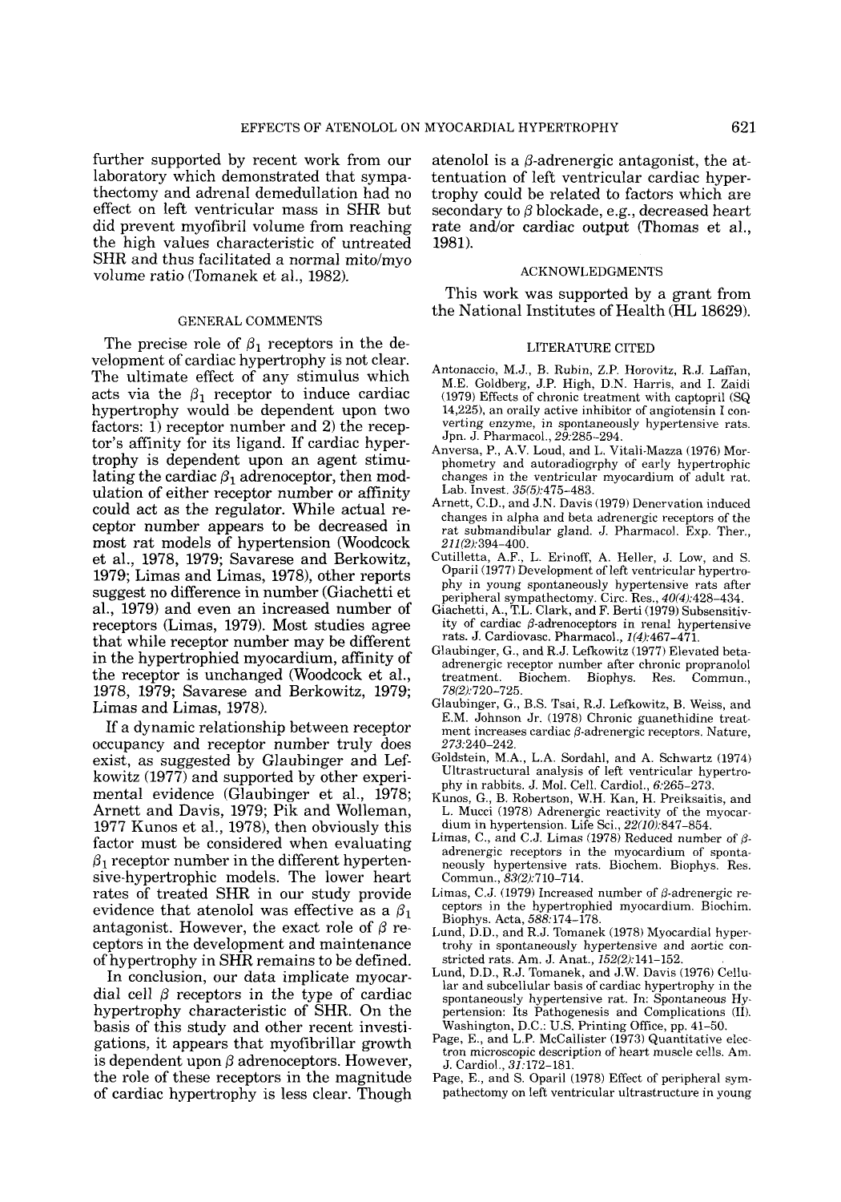further supported by recent work from our laboratory which demonstrated that sympathectomy and adrenal demedullation had no effect on left ventricular mass in SHR but did prevent myofibril volume from reaching the high values characteristic of untreated SHR and thus facilitated a normal mito/myo volume ratio (Tomanek et al., 1982).

## GENERAL COMMENTS

The precise role of $\beta_1$ receptors in the development of cardiac hypertrophy is not clear. The ultimate effect of any stimulus which acts via the $\beta_1$ receptor to induce cardiac hypertrophy would be dependent upon two factors: 1) receptor number and 2) the receptor's affinity for its ligand. If cardiac hypertrophy is dependent upon an agent stimulating the cardiac $\beta_1$ adrenoceptor, then modulation of either receptor number or affinity could act as the regulator. While actual receptor number appears to be decreased in most rat models of hypertension (Woodcock et al., 1978, 1979; Savarese and Berkowitz, 1979; Limas and Limas, 1978), other reports suggest no difference in number (Giachetti et al., 1979) and even an increased number of receptors (Limas, 1979). Most studies agree that while receptor number may be different in the hypertrophied myocardium, affinity of the receptor is unchanged (Woodcock et al., 1978, 1979; Savarese and Berkowitz, 1979; Limas and Limas, 1978).

If a dynamic relationship between receptor occupancy and receptor number truly does exist, as suggested by Glaubinger and Lefkowitz (1977) and supported by other experimental evidence (Glaubinger et al., 1978; Arnett and Davis, 1979; Pik and Wolleman, 1977 Kunos et al., 1978), then obviously this factor must be considered when evaluating $\beta_1$ receptor number in the different hypertensive-hypertrophic models. The lower heart rates of treated SHR in our study provide evidence that atenolol was effective as a $\beta_1$ antagonist. However, the exact role of $\beta$ receptors in the development and maintenance of hypertrophy in SHR remains to be defined.

In conclusion, our data implicate myocardial cell $\beta$ receptors in the type of cardiac hypertrophy characteristic of SHR. On the basis of this study and other recent investigations, it appears that myofibrillar growth is dependent upon $\beta$ adrenoceptors. However, the role of these receptors in the magnitude of cardiac hypertrophy is less clear. Though atenolol is a $\beta$-adrenergic antagonist, the attentuation of left ventricular cardiac hypertrophy could be related to factors which are secondary to $\beta$ blockade, e.g., decreased heart rate and/or cardiac output (Thomas et al., 1981).

## ACKNOWLEDGMENTS

This work was supported by a grant from the National Institutes of Health (HL 18629).

## LITERATURE CITED

Antonaccio, M.J., B. Rubin, Z.P. Horovitz, R.J. Laffan, M.E. Goldberg, J.P. High, D.N. Harris, and I. Zaidi (1979) Effects of chronic treatment with captopril (SQ 14,225), an orally active inhibitor of angiotensin I converting enzyme, in spontaneously hypertensive rats. Jpn. J. Pharmacol., *29*:285–294.

Anversa, P., A.V. Loud, and L. Vitali-Mazza (1976) Morphometry and autoradiogrphy of early hypertrophic changes in the ventricular myocardium of adult rat. Lab. Invest. *35(5)*:475–483.

Arnett, C.D., and J.N. Davis (1979) Denervation induced changes in alpha and beta adrenergic receptors of the rat submandibular gland. J. Pharmacol. Exp. Ther., *211(2)*:394–400.

Cutilletta, A.F., L. Erinoff, A. Heller, J. Low, and S. Oparil (1977) Development of left ventricular hypertrophy in young spontaneously hypertensive rats after peripheral sympathectomy. Circ. Res., *40(4)*:428–434.

Giachetti, A., T.L. Clark, and F. Berti (1979) Subsensitivity of cardiac $\beta$-adrenoceptors in renal hypertensive rats. J. Cardiovasc. Pharmacol., *1(4)*:467–471.

Glaubinger, G., and R.J. Lefkowitz (1977) Elevated beta-adrenergic receptor number after chronic propranolol treatment. Biochem. Biophys. Res. Commun., *78(2)*:720–725.

Glaubinger, G., B.S. Tsai, R.J. Lefkowitz, B. Weiss, and E.M. Johnson Jr. (1978) Chronic guanethidine treatment increases cardiac $\beta$-adrenergic receptors. Nature, *273*:240–242.

Goldstein, M.A., L.A. Sordahl, and A. Schwartz (1974) Ultrastructural analysis of left ventricular hypertrophy in rabbits. J. Mol. Cell. Cardiol., *6*:265–273.

Kunos, G., B. Robertson, W.H. Kan, H. Preiksaitis, and L. Mucci (1978) Adrenergic reactivity of the myocardium in hypertension. Life Sci., *22(10)*:847–854.

Limas, C., and C.J. Limas (1978) Reduced number of $\beta$-adrenergic receptors in the myocardium of spontaneously hypertensive rats. Biochem. Biophys. Res. Commun., *83(2)*:710–714.

Limas, C.J. (1979) Increased number of $\beta$-adrenergic receptors in the hypertrophied myocardium. Biochim. Biophys. Acta, *588*:174–178.

Lund, D.D., and R.J. Tomanek (1978) Myocardial hypertrohy in spontaneously hypertensive and aortic constricted rats. Am. J. Anat., *152(2)*:141–152.

Lund, D.D., R.J. Tomanek, and J.W. Davis (1976) Cellular and subcellular basis of cardiac hypertrophy in the spontaneously hypertensive rat. In: Spontaneous Hypertension: Its Pathogenesis and Complications (II). Washington, D.C.: U.S. Printing Office, pp. 41–50.

Page, E., and L.P. McCallister (1973) Quantitative electron microscopic description of heart muscle cells. Am. J. Cardiol., *31*:172–181.

Page, E., and S. Oparil (1978) Effect of peripheral sympathectomy on left ventricular ultrastructure in young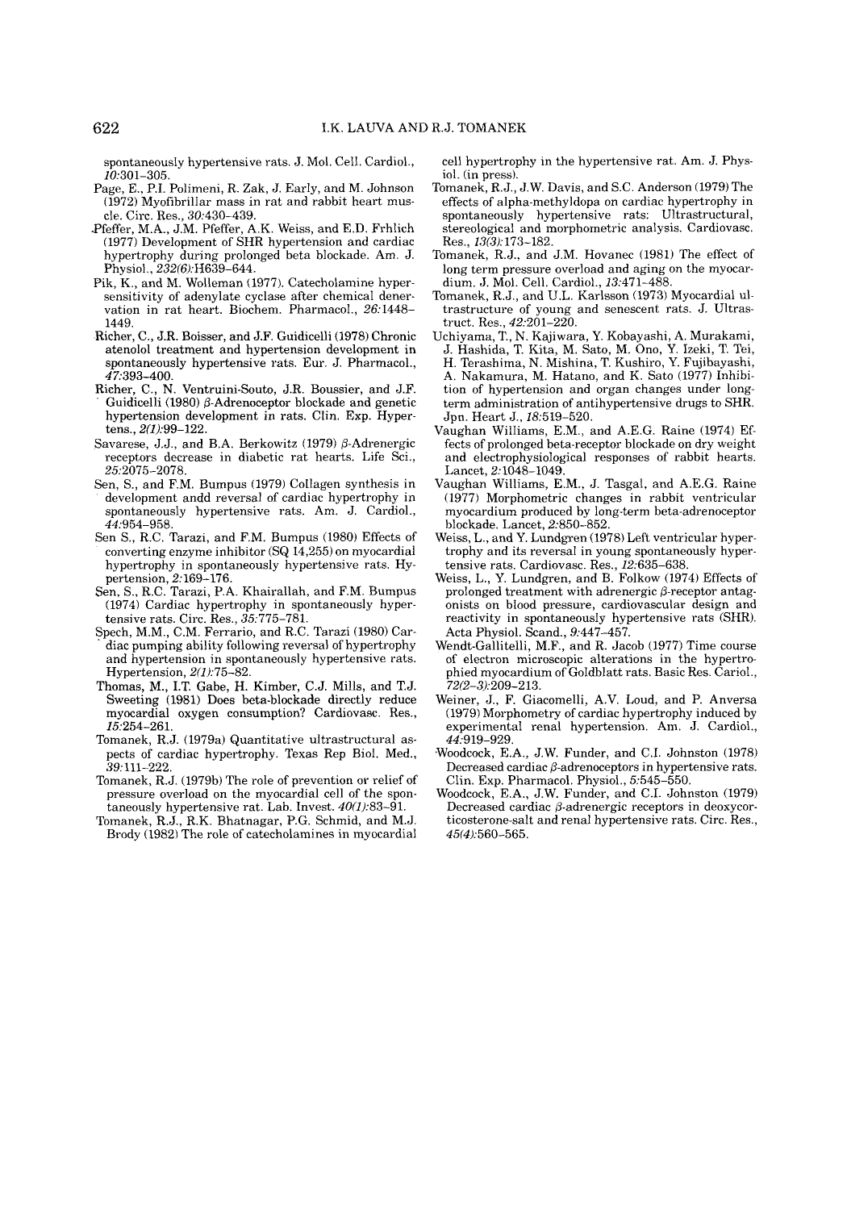spontaneously hypertensive rats. J. Mol. Cell. Cardiol., *10*:301–305.

Page, E., P.I. Polimeni, R. Zak, J. Early, and M. Johnson (1972) Myofibrillar mass in rat and rabbit heart muscle. Circ. Res., *30*:430–439.

Pfeffer, M.A., J.M. Pfeffer, A.K. Weiss, and E.D. Frhlich (1977) Development of SHR hypertension and cardiac hypertrophy during prolonged beta blockade. Am. J. Physiol., *232(6)*:H639–644.

Pik, K., and M. Wolleman (1977). Catecholamine hypersensitivity of adenylate cyclase after chemical denervation in rat heart. Biochem. Pharmacol., *26*:1448–1449.

Richer, C., J.R. Boisser, and J.F. Guidicelli (1978) Chronic atenolol treatment and hypertension development in spontaneously hypertensive rats. Eur. J. Pharmacol., *47*:393–400.

Richer, C., N. Ventruini-Souto, J.R. Boussier, and J.F. Guidicelli (1980) β-Adrenoceptor blockade and genetic hypertension development in rats. Clin. Exp. Hypertens., *2(1)*:99–122.

Savarese, J.J., and B.A. Berkowitz (1979) β-Adrenergic receptors decrease in diabetic rat hearts. Life Sci., *25*:2075–2078.

Sen, S., and F.M. Bumpus (1979) Collagen synthesis in development andd reversal of cardiac hypertrophy in spontaneously hypertensive rats. Am. J. Cardiol., *44*:954–958.

Sen S., R.C. Tarazi, and F.M. Bumpus (1980) Effects of converting enzyme inhibitor (SQ 14,255) on myocardial hypertrophy in spontaneously hypertensive rats. Hypertension, *2*:169–176.

Sen, S., R.C. Tarazi, P.A. Khairallah, and F.M. Bumpus (1974) Cardiac hypertrophy in spontaneously hypertensive rats. Circ. Res., *35*:775–781.

Spech, M.M., C.M. Ferrario, and R.C. Tarazi (1980) Cardiac pumping ability following reversal of hypertrophy and hypertension in spontaneously hypertensive rats. Hypertension, *2(1)*:75–82.

Thomas, M., I.T. Gabe, H. Kimber, C.J. Mills, and T.J. Sweeting (1981) Does beta-blockade directly reduce myocardial oxygen consumption? Cardiovasc. Res., *15*:254–261.

Tomanek, R.J. (1979a) Quantitative ultrastructural aspects of cardiac hypertrophy. Texas Rep Biol. Med., *39*:111–222.

Tomanek, R.J. (1979b) The role of prevention or relief of pressure overload on the myocardial cell of the spontaneously hypertensive rat. Lab. Invest. *40(1)*:83–91.

Tomanek, R.J., R.K. Bhatnagar, P.G. Schmid, and M.J. Brody (1982) The role of catecholamines in myocardial cell hypertrophy in the hypertensive rat. Am. J. Physiol. (in press).

Tomanek, R.J., J.W. Davis, and S.C. Anderson (1979) The effects of alpha-methyldopa on cardiac hypertrophy in spontaneously hypertensive rats: Ultrastructural, stereological and morphometric analysis. Cardiovasc. Res., *13(3)*:173–182.

Tomanek, R.J., and J.M. Hovanec (1981) The effect of long term pressure overload and aging on the myocardium. J. Mol. Cell. Cardiol., *13*:471–488.

Tomanek, R.J., and U.L. Karlsson (1973) Myocardial ultrastructure of young and senescent rats. J. Ultrastruct. Res., *42*:201–220.

Uchiyama, T., N. Kajiwara, Y. Kobayashi, A. Murakami, J. Hashida, T. Kita, M. Sato, M. Ono, Y. Izeki, T. Tei, H. Terashima, N. Mishina, T. Kushiro, Y. Fujibayashi, A. Nakamura, M. Hatano, and K. Sato (1977) Inhibition of hypertension and organ changes under long-term administration of antihypertensive drugs to SHR. Jpn. Heart J., *18*:519–520.

Vaughan Williams, E.M., and A.E.G. Raine (1974) Effects of prolonged beta-receptor blockade on dry weight and electrophysiological responses of rabbit hearts. Lancet, *2*:1048–1049.

Vaughan Williams, E.M., J. Tasgal, and A.E.G. Raine (1977) Morphometric changes in rabbit ventricular myocardium produced by long-term beta-adrenoceptor blockade. Lancet, *2*:850–852.

Weiss, L., and Y. Lundgren (1978) Left ventricular hypertrophy and its reversal in young spontaneously hypertensive rats. Cardiovasc. Res., *12*:635–638.

Weiss, L., Y. Lundgren, and B. Folkow (1974) Effects of prolonged treatment with adrenergic β-receptor antagonists on blood pressure, cardiovascular design and reactivity in spontaneously hypertensive rats (SHR). Acta Physiol. Scand., *9*:447–457.

Wendt-Gallitelli, M.F., and R. Jacob (1977) Time course of electron microscopic alterations in the hypertrophied myocardium of Goldblatt rats. Basic Res. Cariol., *72(2–3)*:209–213.

Weiner, J., F. Giacomelli, A.V. Loud, and P. Anversa (1979) Morphometry of cardiac hypertrophy induced by experimental renal hypertension. Am. J. Cardiol., *44*:919–929.

Woodcock, E.A., J.W. Funder, and C.I. Johnston (1978) Decreased cardiac β-adrenoceptors in hypertensive rats. Clin. Exp. Pharmacol. Physiol., *5*:545–550.

Woodcock, E.A., J.W. Funder, and C.I. Johnston (1979) Decreased cardiac β-adrenergic receptors in deoxycorticosterone-salt and renal hypertensive rats. Circ. Res., *45(4)*:560–565.